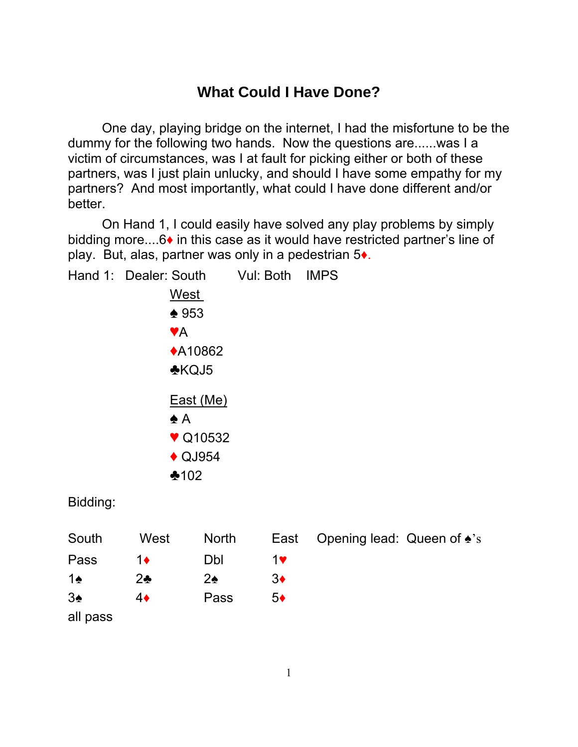# What Could I Have Done?

One day, playing bridge on the internet, I had the misfortune to be the dummy for the following two hands. Now the questions are......was I a victim of circumstances, was I at fault for picking either or both of these partners, was I just plain unlucky, and should I have some empathy for my partners? And most importantly, what could I have done different and/or better.

On Hand 1, I could easily have solved any play problems by simply bidding more....6♦ in this case as it would have restricted partner's line of play. But, alas, partner was only in a pedestrian 5♦.

Hand 1: Dealer: South Vul: Both IMPS

West
♠ 953
♥A
♦A10862
♣KQJ5

East (Me)
♠ A
♥ Q10532
♦ QJ954
♣102

Bidding:

| South | West | North | East |
|---|---|---|---|
| Pass | 1♦ | Dbl | 1♥ |
| 1♠ | 2♣ | 2♠ | 3♦ |
| 3♠ | 4♦ | Pass | 5♦ |
| all pass | | | |

Opening lead: Queen of ♠'s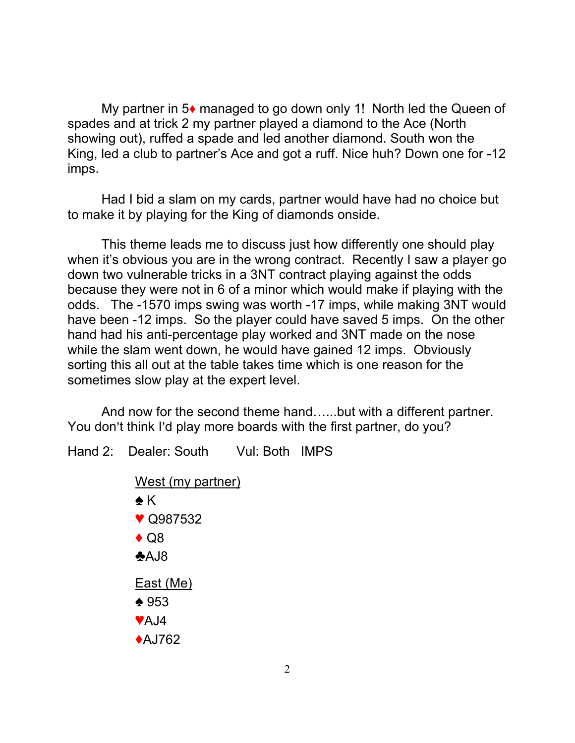My partner in 5♦ managed to go down only 1! North led the Queen of spades and at trick 2 my partner played a diamond to the Ace (North showing out), ruffed a spade and led another diamond. South won the King, led a club to partner's Ace and got a ruff. Nice huh? Down one for -12 imps.

Had I bid a slam on my cards, partner would have had no choice but to make it by playing for the King of diamonds onside.

This theme leads me to discuss just how differently one should play when it's obvious you are in the wrong contract. Recently I saw a player go down two vulnerable tricks in a 3NT contract playing against the odds because they were not in 6 of a minor which would make if playing with the odds. The -1570 imps swing was worth -17 imps, while making 3NT would have been -12 imps. So the player could have saved 5 imps. On the other hand had his anti-percentage play worked and 3NT made on the nose while the slam went down, he would have gained 12 imps. Obviously sorting this all out at the table takes time which is one reason for the sometimes slow play at the expert level.

And now for the second theme hand……but with a different partner. You don't think I'd play more boards with the first partner, do you?

Hand 2: Dealer: South Vul: Both IMPS

<u>West (my partner)</u>
♠ K
♥ Q987532
♦ Q8
♣AJ8

<u>East (Me)</u>
♠ 953
♥AJ4
♦AJ762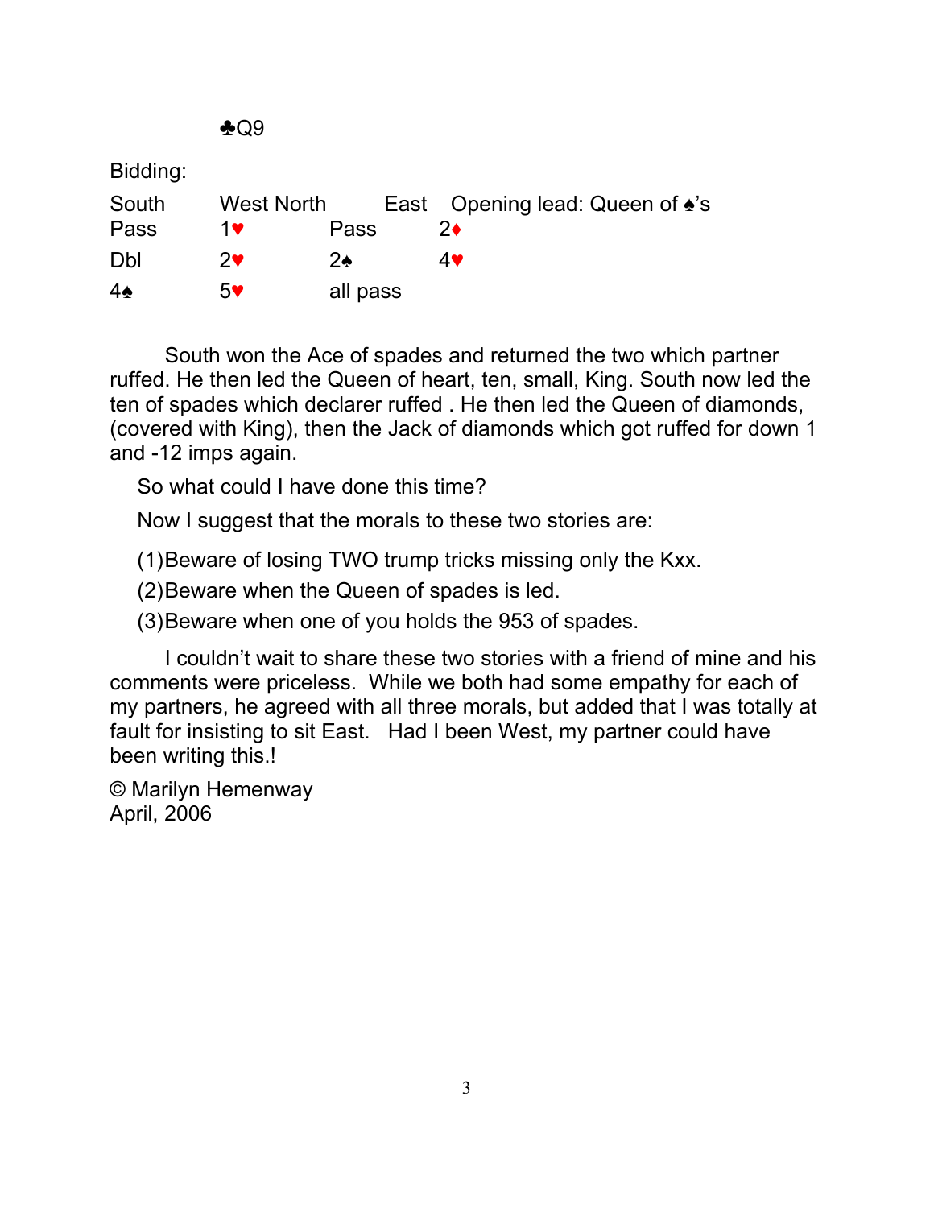♣Q9

Bidding:

| South | West | North | East | |
|---|---|---|---|---|
| Pass | 1♥ | Pass | 2♦ | |
| Dbl | 2♥ | 2♠ | 4♥ | |
| 4♠ | 5♥ | all pass | | |

Opening lead: Queen of ♠'s

South won the Ace of spades and returned the two which partner ruffed. He then led the Queen of heart, ten, small, King. South now led the ten of spades which declarer ruffed . He then led the Queen of diamonds, (covered with King), then the Jack of diamonds which got ruffed for down 1 and -12 imps again.

So what could I have done this time?

Now I suggest that the morals to these two stories are:

(1) Beware of losing TWO trump tricks missing only the Kxx.

(2) Beware when the Queen of spades is led.

(3) Beware when one of you holds the 953 of spades.

I couldn't wait to share these two stories with a friend of mine and his comments were priceless. While we both had some empathy for each of my partners, he agreed with all three morals, but added that I was totally at fault for insisting to sit East. Had I been West, my partner could have been writing this.!

© Marilyn Hemenway
April, 2006